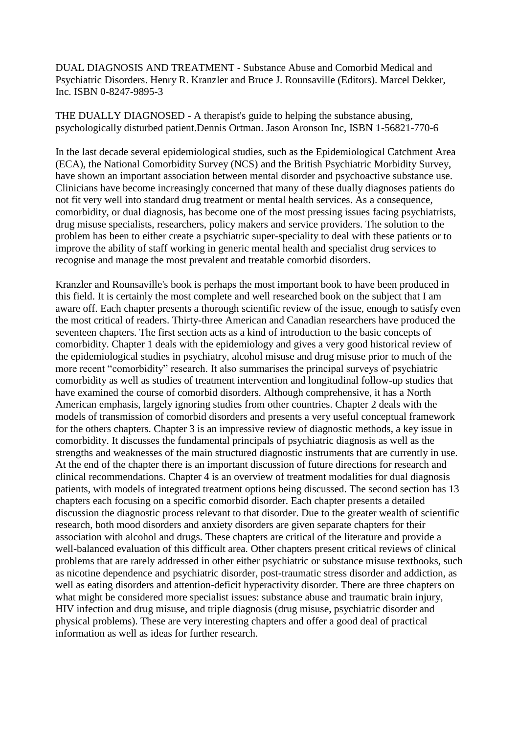DUAL DIAGNOSIS AND TREATMENT - Substance Abuse and Comorbid Medical and Psychiatric Disorders. Henry R. Kranzler and Bruce J. Rounsaville (Editors). Marcel Dekker, Inc. ISBN 0-8247-9895-3

THE DUALLY DIAGNOSED - A therapist's guide to helping the substance abusing, psychologically disturbed patient.Dennis Ortman. Jason Aronson Inc, ISBN 1-56821-770-6

In the last decade several epidemiological studies, such as the Epidemiological Catchment Area (ECA), the National Comorbidity Survey (NCS) and the British Psychiatric Morbidity Survey, have shown an important association between mental disorder and psychoactive substance use. Clinicians have become increasingly concerned that many of these dually diagnoses patients do not fit very well into standard drug treatment or mental health services. As a consequence, comorbidity, or dual diagnosis, has become one of the most pressing issues facing psychiatrists, drug misuse specialists, researchers, policy makers and service providers. The solution to the problem has been to either create a psychiatric super-speciality to deal with these patients or to improve the ability of staff working in generic mental health and specialist drug services to recognise and manage the most prevalent and treatable comorbid disorders.

Kranzler and Rounsaville's book is perhaps the most important book to have been produced in this field. It is certainly the most complete and well researched book on the subject that I am aware off. Each chapter presents a thorough scientific review of the issue, enough to satisfy even the most critical of readers. Thirty-three American and Canadian researchers have produced the seventeen chapters. The first section acts as a kind of introduction to the basic concepts of comorbidity. Chapter 1 deals with the epidemiology and gives a very good historical review of the epidemiological studies in psychiatry, alcohol misuse and drug misuse prior to much of the more recent “comorbidity” research. It also summarises the principal surveys of psychiatric comorbidity as well as studies of treatment intervention and longitudinal follow-up studies that have examined the course of comorbid disorders. Although comprehensive, it has a North American emphasis, largely ignoring studies from other countries. Chapter 2 deals with the models of transmission of comorbid disorders and presents a very useful conceptual framework for the others chapters. Chapter 3 is an impressive review of diagnostic methods, a key issue in comorbidity. It discusses the fundamental principals of psychiatric diagnosis as well as the strengths and weaknesses of the main structured diagnostic instruments that are currently in use. At the end of the chapter there is an important discussion of future directions for research and clinical recommendations. Chapter 4 is an overview of treatment modalities for dual diagnosis patients, with models of integrated treatment options being discussed. The second section has 13 chapters each focusing on a specific comorbid disorder. Each chapter presents a detailed discussion the diagnostic process relevant to that disorder. Due to the greater wealth of scientific research, both mood disorders and anxiety disorders are given separate chapters for their association with alcohol and drugs. These chapters are critical of the literature and provide a well-balanced evaluation of this difficult area. Other chapters present critical reviews of clinical problems that are rarely addressed in other either psychiatric or substance misuse textbooks, such as nicotine dependence and psychiatric disorder, post-traumatic stress disorder and addiction, as well as eating disorders and attention-deficit hyperactivity disorder. There are three chapters on what might be considered more specialist issues: substance abuse and traumatic brain injury, HIV infection and drug misuse, and triple diagnosis (drug misuse, psychiatric disorder and physical problems). These are very interesting chapters and offer a good deal of practical information as well as ideas for further research.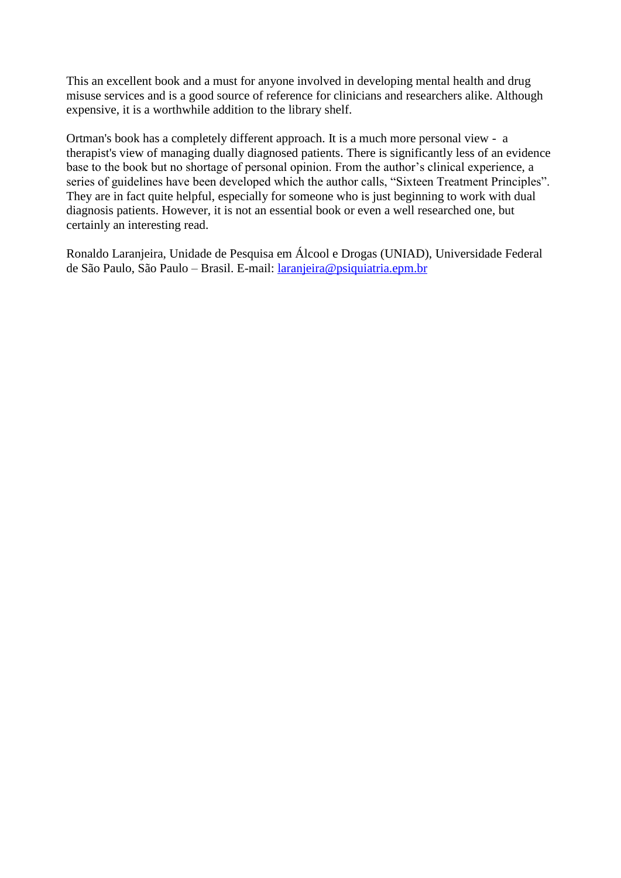This an excellent book and a must for anyone involved in developing mental health and drug misuse services and is a good source of reference for clinicians and researchers alike. Although expensive, it is a worthwhile addition to the library shelf.

Ortman's book has a completely different approach. It is a much more personal view - a therapist's view of managing dually diagnosed patients. There is significantly less of an evidence base to the book but no shortage of personal opinion. From the author's clinical experience, a series of guidelines have been developed which the author calls, "Sixteen Treatment Principles". They are in fact quite helpful, especially for someone who is just beginning to work with dual diagnosis patients. However, it is not an essential book or even a well researched one, but certainly an interesting read.

Ronaldo Laranjeira, Unidade de Pesquisa em Álcool e Drogas (UNIAD), Universidade Federal de São Paulo, São Paulo – Brasil. E-mail: laranjeira@psiquiatria.epm.br